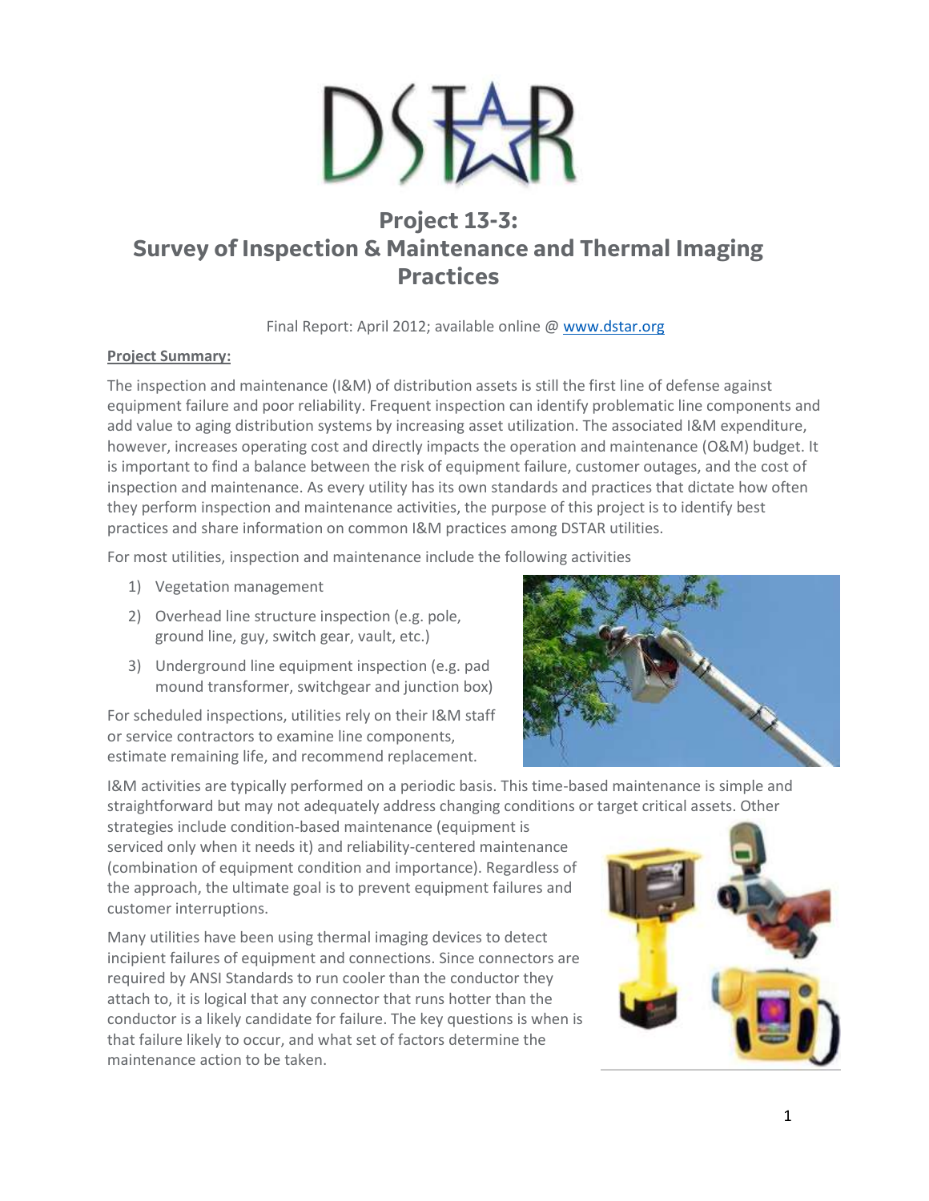# Project 13-3: Survey of Inspection & Maintenance and Thermal Imaging Practices

Final Report: April 2012; available online @ www.dstar.org

**Project Summary:**

The inspection and maintenance (I&M) of distribution assets is still the first line of defense against equipment failure and poor reliability. Frequent inspection can identify problematic line components and add value to aging distribution systems by increasing asset utilization. The associated I&M expenditure, however, increases operating cost and directly impacts the operation and maintenance (O&M) budget. It is important to find a balance between the risk of equipment failure, customer outages, and the cost of inspection and maintenance. As every utility has its own standards and practices that dictate how often they perform inspection and maintenance activities, the purpose of this project is to identify best practices and share information on common I&M practices among DSTAR utilities.

For most utilities, inspection and maintenance include the following activities

1) Vegetation management
2) Overhead line structure inspection (e.g. pole, ground line, guy, switch gear, vault, etc.)
3) Underground line equipment inspection (e.g. pad mound transformer, switchgear and junction box)

For scheduled inspections, utilities rely on their I&M staff or service contractors to examine line components, estimate remaining life, and recommend replacement.

I&M activities are typically performed on a periodic basis. This time-based maintenance is simple and straightforward but may not adequately address changing conditions or target critical assets. Other strategies include condition-based maintenance (equipment is serviced only when it needs it) and reliability-centered maintenance (combination of equipment condition and importance). Regardless of the approach, the ultimate goal is to prevent equipment failures and customer interruptions.

Many utilities have been using thermal imaging devices to detect incipient failures of equipment and connections. Since connectors are required by ANSI Standards to run cooler than the conductor they attach to, it is logical that any connector that runs hotter than the conductor is a likely candidate for failure. The key questions is when is that failure likely to occur, and what set of factors determine the maintenance action to be taken.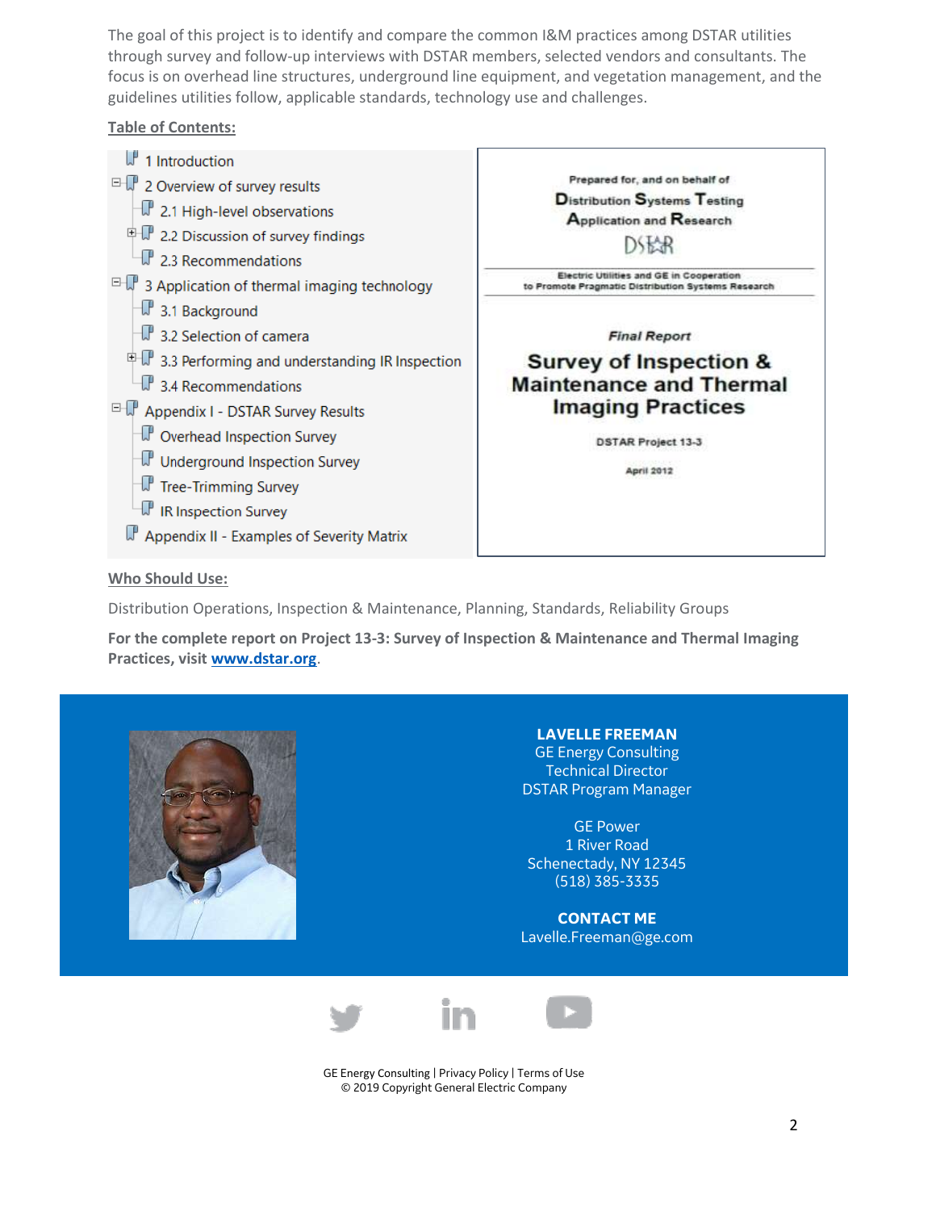The goal of this project is to identify and compare the common I&M practices among DSTAR utilities through survey and follow-up interviews with DSTAR members, selected vendors and consultants. The focus is on overhead line structures, underground line equipment, and vegetation management, and the guidelines utilities follow, applicable standards, technology use and challenges.

**Table of Contents:**

- 1 Introduction
- 2 Overview of survey results
  - 2.1 High-level observations
  - 2.2 Discussion of survey findings
  - 2.3 Recommendations
- 3 Application of thermal imaging technology
  - 3.1 Background
  - 3.2 Selection of camera
  - 3.3 Performing and understanding IR Inspection
  - 3.4 Recommendations
- Appendix I - DSTAR Survey Results
  - Overhead Inspection Survey
  - Underground Inspection Survey
  - Tree-Trimming Survey
  - IR Inspection Survey
- Appendix II - Examples of Severity Matrix

Prepared for, and on behalf of
Distribution Systems Testing Application and Research
DSTAR

Electric Utilities and GE in Cooperation to Promote Pragmatic Distribution Systems Research

*Final Report*

**Survey of Inspection & Maintenance and Thermal Imaging Practices**

DSTAR Project 13-3

April 2012

**Who Should Use:**

Distribution Operations, Inspection & Maintenance, Planning, Standards, Reliability Groups

**For the complete report on Project 13-3: Survey of Inspection & Maintenance and Thermal Imaging Practices, visit [www.dstar.org](http://www.dstar.org).**

**LAVELLE FREEMAN**
GE Energy Consulting
Technical Director
DSTAR Program Manager

GE Power
1 River Road
Schenectady, NY 12345
(518) 385-3335

**CONTACT ME**
Lavelle.Freeman@ge.com

GE Energy Consulting | Privacy Policy | Terms of Use
© 2019 Copyright General Electric Company